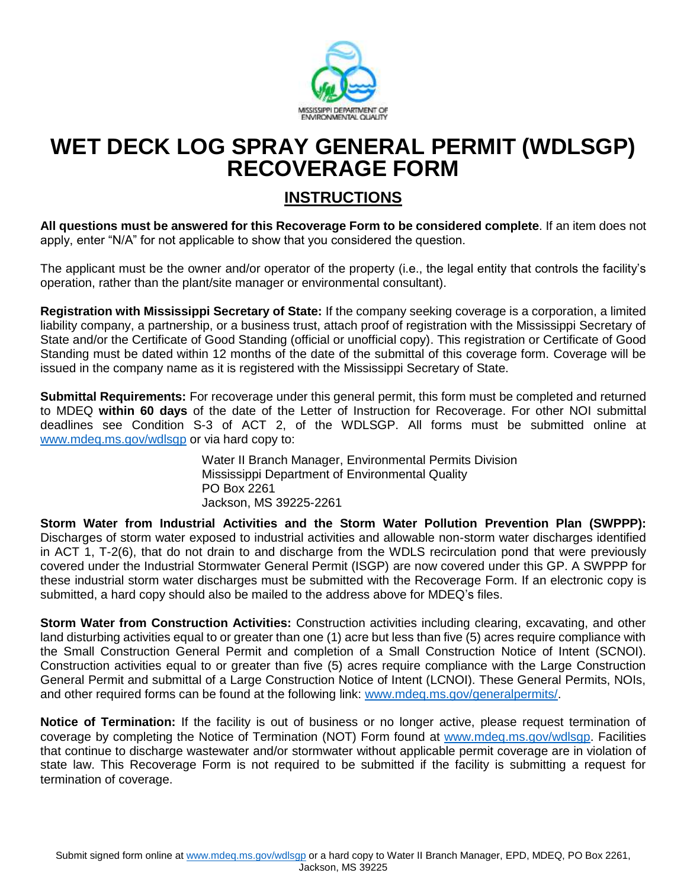MISSISSIPPI DEPARTMENT OF ENVIRONMENTAL QUALITY

# WET DECK LOG SPRAY GENERAL PERMIT (WDLSGP) RECOVERAGE FORM

## INSTRUCTIONS

**All questions must be answered for this Recoverage Form to be considered complete**. If an item does not apply, enter "N/A" for not applicable to show that you considered the question.

The applicant must be the owner and/or operator of the property (i.e., the legal entity that controls the facility's operation, rather than the plant/site manager or environmental consultant).

**Registration with Mississippi Secretary of State:** If the company seeking coverage is a corporation, a limited liability company, a partnership, or a business trust, attach proof of registration with the Mississippi Secretary of State and/or the Certificate of Good Standing (official or unofficial copy). This registration or Certificate of Good Standing must be dated within 12 months of the date of the submittal of this coverage form. Coverage will be issued in the company name as it is registered with the Mississippi Secretary of State.

**Submittal Requirements:** For recoverage under this general permit, this form must be completed and returned to MDEQ **within 60 days** of the date of the Letter of Instruction for Recoverage. For other NOI submittal deadlines see Condition S-3 of ACT 2, of the WDLSGP. All forms must be submitted online at www.mdeq.ms.gov/wdlsgp or via hard copy to:

Water II Branch Manager, Environmental Permits Division
Mississippi Department of Environmental Quality
PO Box 2261
Jackson, MS 39225-2261

**Storm Water from Industrial Activities and the Storm Water Pollution Prevention Plan (SWPPP):** Discharges of storm water exposed to industrial activities and allowable non-storm water discharges identified in ACT 1, T-2(6), that do not drain to and discharge from the WDLS recirculation pond that were previously covered under the Industrial Stormwater General Permit (ISGP) are now covered under this GP. A SWPPP for these industrial storm water discharges must be submitted with the Recoverage Form. If an electronic copy is submitted, a hard copy should also be mailed to the address above for MDEQ's files.

**Storm Water from Construction Activities:** Construction activities including clearing, excavating, and other land disturbing activities equal to or greater than one (1) acre but less than five (5) acres require compliance with the Small Construction General Permit and completion of a Small Construction Notice of Intent (SCNOI). Construction activities equal to or greater than five (5) acres require compliance with the Large Construction General Permit and submittal of a Large Construction Notice of Intent (LCNOI). These General Permits, NOIs, and other required forms can be found at the following link: www.mdeq.ms.gov/generalpermits/.

**Notice of Termination:** If the facility is out of business or no longer active, please request termination of coverage by completing the Notice of Termination (NOT) Form found at www.mdeq.ms.gov/wdlsgp. Facilities that continue to discharge wastewater and/or stormwater without applicable permit coverage are in violation of state law. This Recoverage Form is not required to be submitted if the facility is submitting a request for termination of coverage.

Submit signed form online at www.mdeq.ms.gov/wdlsgp or a hard copy to Water II Branch Manager, EPD, MDEQ, PO Box 2261, Jackson, MS 39225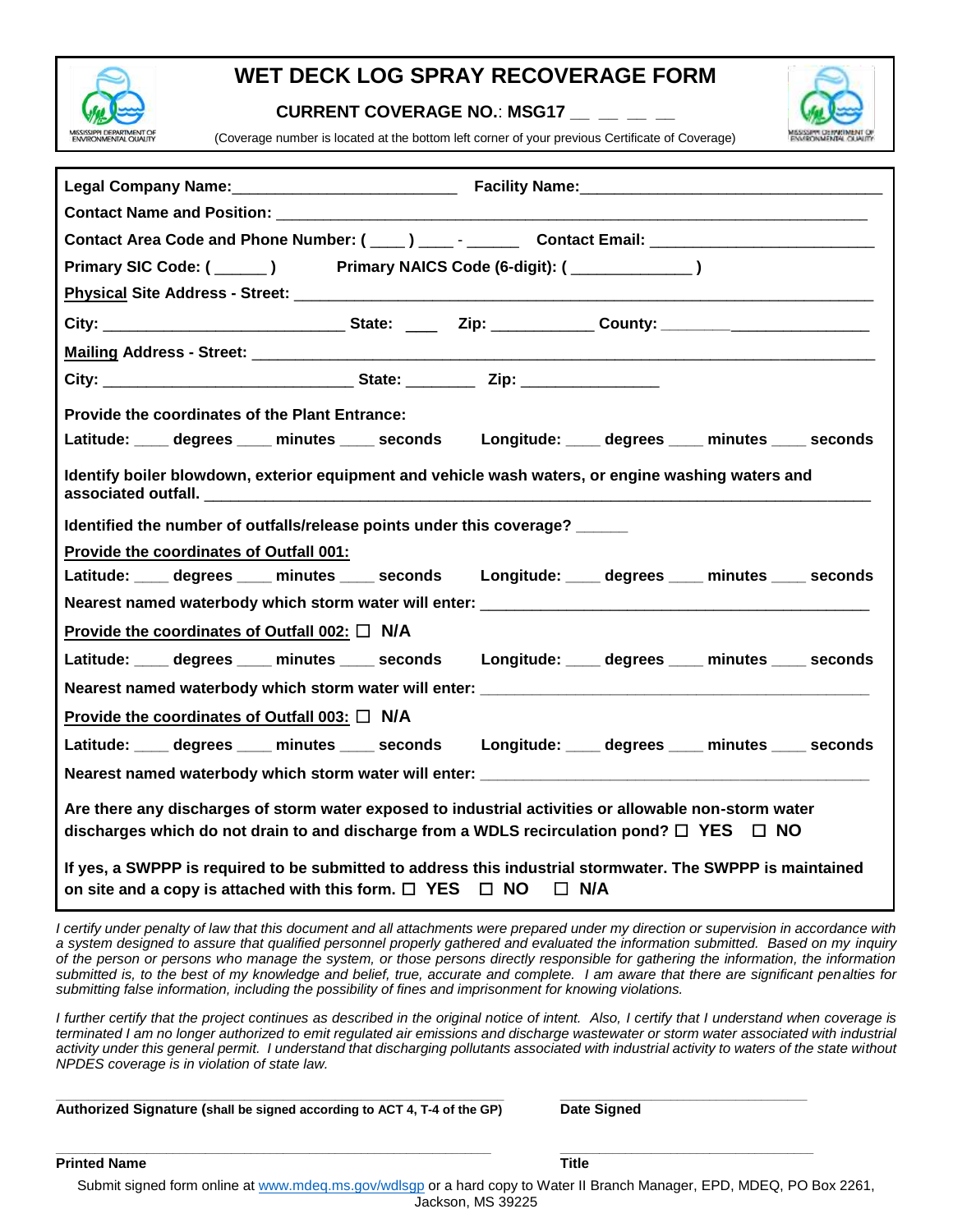# WET DECK LOG SPRAY RECOVERAGE FORM

**CURRENT COVERAGE NO.: MSG17 __ __ __ __**

(Coverage number is located at the bottom left corner of your previous Certificate of Coverage)

**Legal Company Name:**_________________________ **Facility Name:**__________________________________

**Contact Name and Position:** ____________________________________________________________________

**Contact Area Code and Phone Number: ( ____ ) ____ - ______ Contact Email:** _________________________

**Primary SIC Code: ( ______ ) Primary NAICS Code (6-digit): ( _____________ )**

**Physical Site Address - Street:** _______________________________________________________________

**City:** ___________________________ **State:** ____ **Zip:** ___________ **County:** ________________________

**Mailing Address - Street:** ____________________________________________________________________

**City:** ____________________________ **State:** ________ **Zip:** _______________

**Provide the coordinates of the Plant Entrance:**

**Latitude: ____ degrees ____ minutes ____ seconds Longitude: ____ degrees ____ minutes ____ seconds**

**Identify boiler blowdown, exterior equipment and vehicle wash waters, or engine washing waters and associated outfall.** ____________________________________________________________________

**Identified the number of outfalls/release points under this coverage?** ______

**Provide the coordinates of Outfall 001:**

**Latitude: ____ degrees ____ minutes ____ seconds Longitude: ____ degrees ____ minutes ____ seconds**

**Nearest named waterbody which storm water will enter:** ____________________________________________

**Provide the coordinates of Outfall 002:** ☐ **N/A**

**Latitude: ____ degrees ____ minutes ____ seconds Longitude: ____ degrees ____ minutes ____ seconds**

**Nearest named waterbody which storm water will enter:** ____________________________________________

**Provide the coordinates of Outfall 003:** ☐ **N/A**

**Latitude: ____ degrees ____ minutes ____ seconds Longitude: ____ degrees ____ minutes ____ seconds**

**Nearest named waterbody which storm water will enter:** ____________________________________________

**Are there any discharges of storm water exposed to industrial activities or allowable non-storm water discharges which do not drain to and discharge from a WDLS recirculation pond?** ☐ **YES** ☐ **NO**

**If yes, a SWPPP is required to be submitted to address this industrial stormwater. The SWPPP is maintained on site and a copy is attached with this form.** ☐ **YES** ☐ **NO** ☐ **N/A**

*I certify under penalty of law that this document and all attachments were prepared under my direction or supervision in accordance with a system designed to assure that qualified personnel properly gathered and evaluated the information submitted. Based on my inquiry of the person or persons who manage the system, or those persons directly responsible for gathering the information, the information submitted is, to the best of my knowledge and belief, true, accurate and complete. I am aware that there are significant penalties for submitting false information, including the possibility of fines and imprisonment for knowing violations.*

*I further certify that the project continues as described in the original notice of intent. Also, I certify that I understand when coverage is terminated I am no longer authorized to emit regulated air emissions and discharge wastewater or storm water associated with industrial activity under this general permit. I understand that discharging pollutants associated with industrial activity to waters of the state without NPDES coverage is in violation of state law.*

_______________________________________________ _____________________________

**Authorized Signature (shall be signed according to ACT 4, T-4 of the GP)** **Date Signed**

_______________________________________________ _____________________________

**Printed Name** **Title**

Submit signed form online at www.mdeq.ms.gov/wdlsgp or a hard copy to Water II Branch Manager, EPD, MDEQ, PO Box 2261, Jackson, MS 39225